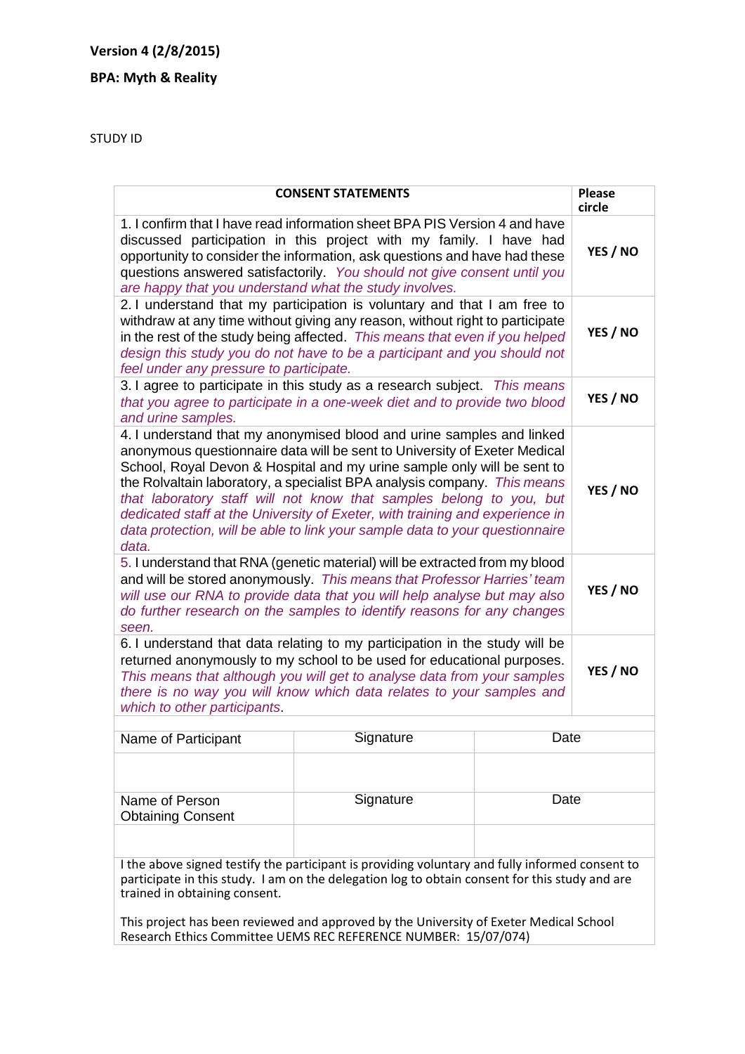**Version 4 (2/8/2015)**

**BPA: Myth & Reality**

STUDY ID

| CONSENT STATEMENTS | Please circle |
|---|---|
| 1. I confirm that I have read information sheet BPA PIS Version 4 and have discussed participation in this project with my family. I have had opportunity to consider the information, ask questions and have had these questions answered satisfactorily. *You should not give consent until you are happy that you understand what the study involves.* | **YES / NO** |
| 2. I understand that my participation is voluntary and that I am free to withdraw at any time without giving any reason, without right to participate in the rest of the study being affected. *This means that even if you helped design this study you do not have to be a participant and you should not feel under any pressure to participate.* | **YES / NO** |
| 3. I agree to participate in this study as a research subject. *This means that you agree to participate in a one-week diet and to provide two blood and urine samples.* | **YES / NO** |
| 4. I understand that my anonymised blood and urine samples and linked anonymous questionnaire data will be sent to University of Exeter Medical School, Royal Devon & Hospital and my urine sample only will be sent to the Rolvaltain laboratory, a specialist BPA analysis company. *This means that laboratory staff will not know that samples belong to you, but dedicated staff at the University of Exeter, with training and experience in data protection, will be able to link your sample data to your questionnaire data.* | **YES / NO** |
| 5. I understand that RNA (genetic material) will be extracted from my blood and will be stored anonymously. *This means that Professor Harries' team will use our RNA to provide data that you will help analyse but may also do further research on the samples to identify reasons for any changes seen.* | **YES / NO** |
| 6. I understand that data relating to my participation in the study will be returned anonymously to my school to be used for educational purposes. *This means that although you will get to analyse data from your samples there is no way you will know which data relates to your samples and which to other participants*. | **YES / NO** |

| Name of Participant | Signature | Date |
|---|---|---|
| | | |
| Name of Person Obtaining Consent | Signature | Date |
| | | |

I the above signed testify the participant is providing voluntary and fully informed consent to participate in this study. I am on the delegation log to obtain consent for this study and are trained in obtaining consent.

This project has been reviewed and approved by the University of Exeter Medical School Research Ethics Committee UEMS REC REFERENCE NUMBER: 15/07/074)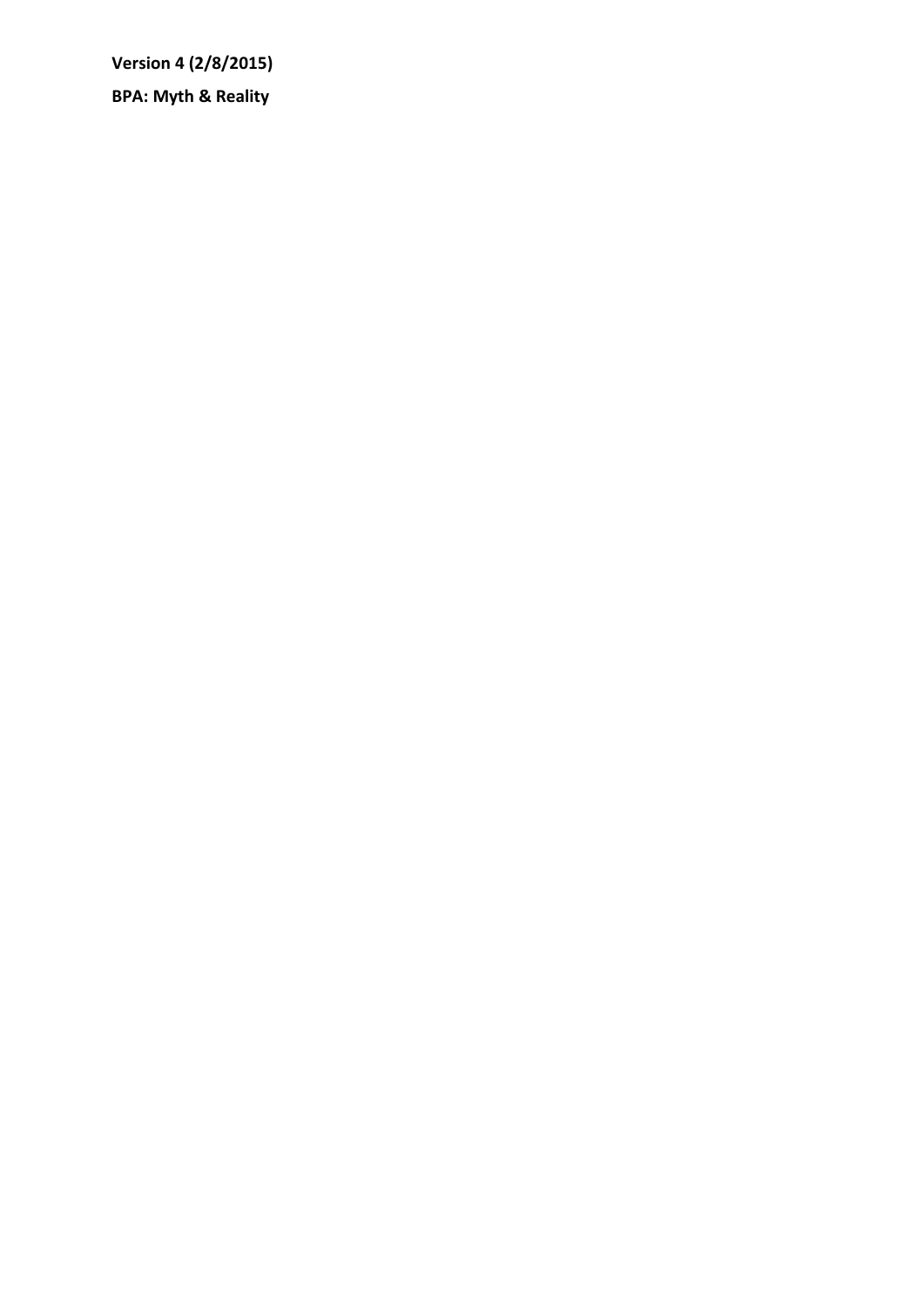**Version 4 (2/8/2015)**

**BPA: Myth & Reality**